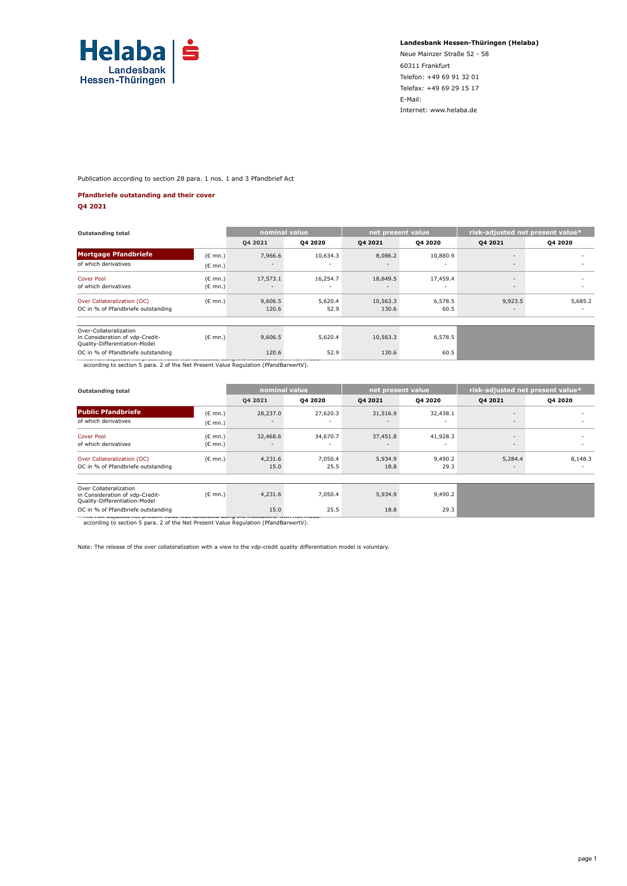**Landesbank Hessen-Thüringen (Helaba)**
Neue Mainzer Straße 52 - 58
60311 Frankfurt
Telefon: +49 69 91 32 01
Telefax: +49 69 29 15 17
E-Mail:
Internet: www.helaba.de

Publication according to section 28 para. 1 nos. 1 and 3 Pfandbrief Act

**Pfandbriefe outstanding and their cover**
**Q4 2021**

| Outstanding total | | nominal value | | net present value | | risk-adjusted net present value* | |
|---|---|---|---|---|---|---|---|
| | | Q4 2021 | Q4 2020 | Q4 2021 | Q4 2020 | Q4 2021 | Q4 2020 |
| **Mortgage Pfandbriefe** | (€ mn.) | 7,966.6 | 10,634.3 | 8,086.2 | 10,880.9 | - | - |
| of which derivatives | (€ mn.) | - | - | - | - | - | - |
| Cover Pool | (€ mn.) | 17,573.1 | 16,254.7 | 18,649.5 | 17,459.4 | - | - |
| of which derivatives | (€ mn.) | - | - | - | - | - | - |
| Over Collateralization (OC) | (€ mn.) | 9,606.5 | 5,620.4 | 10,563.3 | 6,578.5 | 9,923.5 | 5,685.2 |
| OC in % of Pfandbriefe outstanding | | 120.6 | 52.9 | 130.6 | 60.5 | - | - |
| Over-Collateralization in Consideration of vdp-Credit-Quality-Differentiation-Model | (€ mn.) | 9,606.5 | 5,620.4 | 10,563.3 | 6,578.5 | | |
| OC in % of Pfandbriefe outstanding | | 120.6 | 52.9 | 130.6 | 60.5 | | |

* The risk-adjusted net present value was calculated using the institutions' own risk model according to section 5 para. 2 of the Net Present Value Regulation (PfandBarwertV).

| Outstanding total | | nominal value | | net present value | | risk-adjusted net present value* | |
|---|---|---|---|---|---|---|---|
| | | Q4 2021 | Q4 2020 | Q4 2021 | Q4 2020 | Q4 2021 | Q4 2020 |
| **Public Pfandbriefe** | (€ mn.) | 28,237.0 | 27,620.3 | 31,516.9 | 32,438.1 | - | - |
| of which derivatives | (€ mn.) | - | - | - | - | - | - |
| Cover Pool | (€ mn.) | 32,468.6 | 34,670.7 | 37,451.8 | 41,928.3 | - | - |
| of which derivatives | (€ mn.) | - | - | - | - | - | - |
| Over Collateralization (OC) | (€ mn.) | 4,231.6 | 7,050.4 | 5,934.9 | 9,490.2 | 5,284.4 | 8,148.3 |
| OC in % of Pfandbriefe outstanding | | 15.0 | 25.5 | 18.8 | 29.3 | - | - |
| Over Collateralization in Consideration of vdp-Credit-Quality-Differentiation-Model | (€ mn.) | 4,231.6 | 7,050.4 | 5,934.9 | 9,490.2 | | |
| OC in % of Pfandbriefe outstanding | | 15.0 | 25.5 | 18.8 | 29.3 | | |

* The risk-adjusted net present value was calculated using the institutions' own risk model according to section 5 para. 2 of the Net Present Value Regulation (PfandBarwertV).

Note: The release of the over collateralization with a view to the vdp-credit quality differentiation model is voluntary.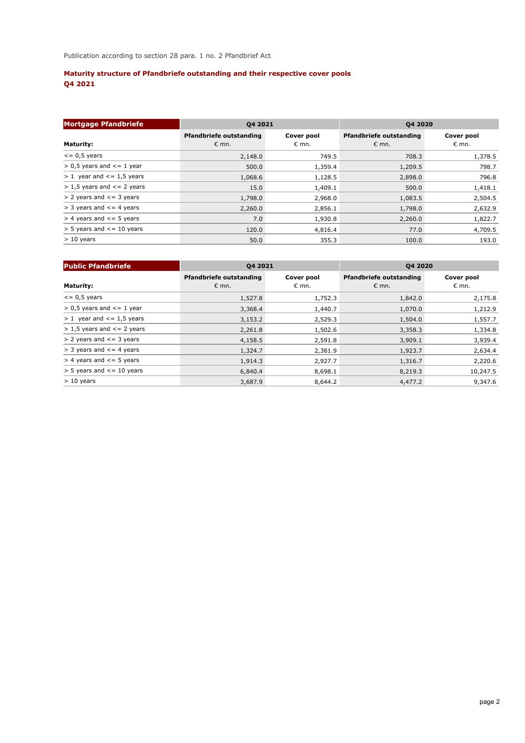Publication according to section 28 para. 1 no. 2 Pfandbrief Act

**Maturity structure of Pfandbriefe outstanding and their respective cover pools**
**Q4 2021**

| Mortgage Pfandbriefe | Q4 2021 | | Q4 2020 | |
|---|---|---|---|---|
| **Maturity:** | **Pfandbriefe outstanding** € mn. | **Cover pool** € mn. | **Pfandbriefe outstanding** € mn. | **Cover pool** € mn. |
| <= 0,5 years | 2,148.0 | 749.5 | 708.3 | 1,378.5 |
| > 0,5 years and <= 1 year | 500.0 | 1,359.4 | 1,209.5 | 798.7 |
| > 1 year and <= 1,5 years | 1,068.6 | 1,128.5 | 2,898.0 | 796.8 |
| > 1,5 years and <= 2 years | 15.0 | 1,409.1 | 500.0 | 1,418.1 |
| > 2 years and <= 3 years | 1,798.0 | 2,968.0 | 1,083.5 | 2,504.5 |
| > 3 years and <= 4 years | 2,260.0 | 2,856.1 | 1,798.0 | 2,632.9 |
| > 4 years and <= 5 years | 7.0 | 1,930.8 | 2,260.0 | 1,822.7 |
| > 5 years and <= 10 years | 120.0 | 4,816.4 | 77.0 | 4,709.5 |
| > 10 years | 50.0 | 355.3 | 100.0 | 193.0 |

| Public Pfandbriefe | Q4 2021 | | Q4 2020 | |
|---|---|---|---|---|
| **Maturity:** | **Pfandbriefe outstanding** € mn. | **Cover pool** € mn. | **Pfandbriefe outstanding** € mn. | **Cover pool** € mn. |
| <= 0,5 years | 1,527.8 | 1,752.3 | 1,842.0 | 2,175.8 |
| > 0,5 years and <= 1 year | 3,368.4 | 1,440.7 | 1,070.0 | 1,212.9 |
| > 1 year and <= 1,5 years | 3,153.2 | 2,529.3 | 1,504.0 | 1,557.7 |
| > 1,5 years and <= 2 years | 2,261.8 | 1,502.6 | 3,358.3 | 1,334.8 |
| > 2 years and <= 3 years | 4,158.5 | 2,591.8 | 3,909.1 | 3,939.4 |
| > 3 years and <= 4 years | 1,324.7 | 2,381.9 | 1,923.7 | 2,634.4 |
| > 4 years and <= 5 years | 1,914.3 | 2,927.7 | 1,316.7 | 2,220.6 |
| > 5 years and <= 10 years | 6,840.4 | 8,698.1 | 8,219.3 | 10,247.5 |
| > 10 years | 3,687.9 | 8,644.2 | 4,477.2 | 9,347.6 |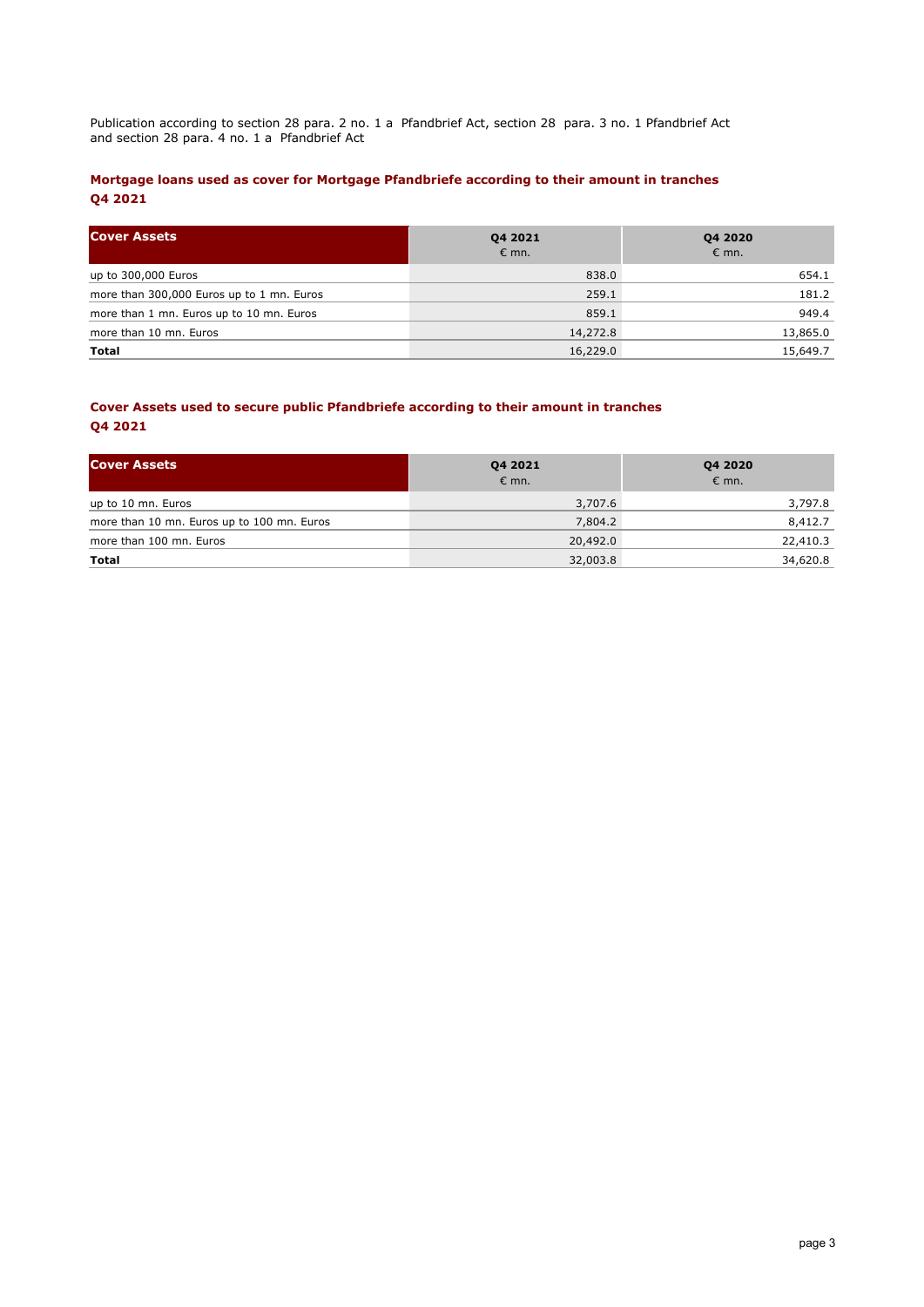Publication according to section 28 para. 2 no. 1 a Pfandbrief Act, section 28 para. 3 no. 1 Pfandbrief Act and section 28 para. 4 no. 1 a Pfandbrief Act

## Mortgage loans used as cover for Mortgage Pfandbriefe according to their amount in tranches Q4 2021

| Cover Assets | Q4 2021<br>€ mn. | Q4 2020<br>€ mn. |
|---|---|---|
| up to 300,000 Euros | 838.0 | 654.1 |
| more than 300,000 Euros up to 1 mn. Euros | 259.1 | 181.2 |
| more than 1 mn. Euros up to 10 mn. Euros | 859.1 | 949.4 |
| more than 10 mn. Euros | 14,272.8 | 13,865.0 |
| **Total** | 16,229.0 | 15,649.7 |

## Cover Assets used to secure public Pfandbriefe according to their amount in tranches Q4 2021

| Cover Assets | Q4 2021<br>€ mn. | Q4 2020<br>€ mn. |
|---|---|---|
| up to 10 mn. Euros | 3,707.6 | 3,797.8 |
| more than 10 mn. Euros up to 100 mn. Euros | 7,804.2 | 8,412.7 |
| more than 100 mn. Euros | 20,492.0 | 22,410.3 |
| **Total** | 32,003.8 | 34,620.8 |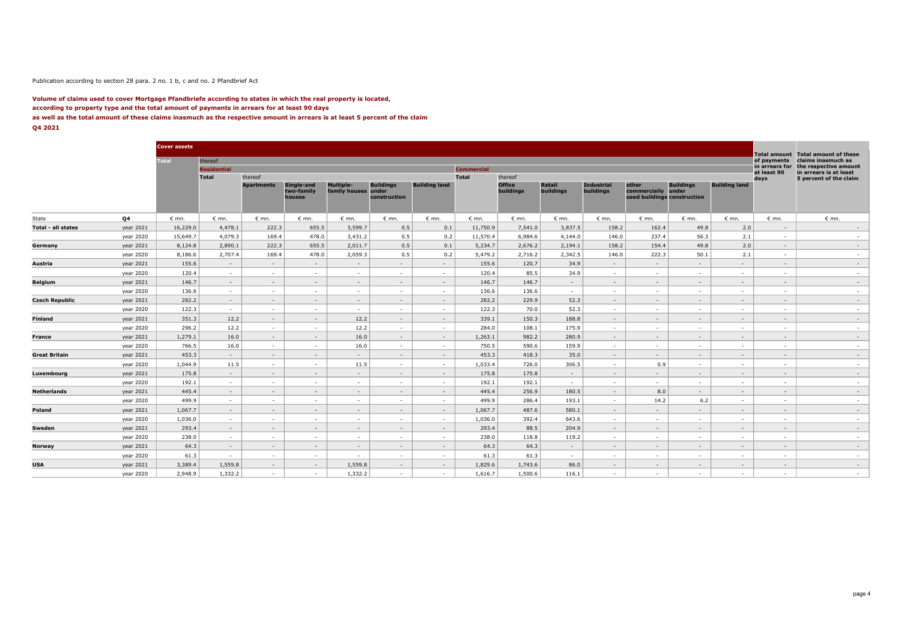Publication according to section 28 para. 2 no. 1 b, c and no. 2 Pfandbrief Act

**Volume of claims used to cover Mortgage Pfandbriefe according to states in which the real property is located,**
**according to property type and the total amount of payments in arrears for at least 90 days**
**as well as the total amount of these claims inasmuch as the respective amount in arrears is at least 5 percent of the claim**
**Q4 2021**

| | | Cover assets | | | | | | | | | | | | | | | Total amount of payments in arrears for at least 90 days | Total amount of these claims inasmuch as the respective amount in arrears is at least 5 percent of the claim |
|---|---|---|---|---|---|---|---|---|---|---|---|---|---|---|---|---|---|---|
| | | Total | thereof | | | | | | | | | | | | | | | |
| | | | Residential | | | | | | Commercial | | | | | | | | | |
| | | | Total | thereof | | | | | Total | thereof | | | | | | | | |
| | | | | Apartments | Single-and two-family houses | Multiple-family houses | Buildings under construction | Building land | | Office buildings | Retail buildings | Industrial buildings | other commercially used buildings | Buildings under construction | Building land | | | |
| State | Q4 | € mn. | € mn. | € mn. | € mn. | € mn. | € mn. | € mn. | € mn. | € mn. | € mn. | € mn. | € mn. | € mn. | € mn. | | € mn. | € mn. |
| **Total - all states** | year 2021 | 16,229.0 | 4,478.1 | 222.3 | 655.5 | 3,599.7 | 0.5 | 0.1 | 11,750.9 | 7,541.0 | 3,837.5 | 158.2 | 162.4 | 49.8 | 2.0 | | - | - |
| | year 2020 | 15,649.7 | 4,079.3 | 169.4 | 478.0 | 3,431.2 | 0.5 | 0.2 | 11,570.4 | 6,984.6 | 4,144.0 | 146.0 | 237.4 | 56.3 | 2.1 | | - | - |
| **Germany** | year 2021 | 8,124.8 | 2,890.1 | 222.3 | 655.5 | 2,011.7 | 0.5 | 0.1 | 5,234.7 | 2,676.2 | 2,194.1 | 158.2 | 154.4 | 49.8 | 2.0 | | - | - |
| | year 2020 | 8,186.6 | 2,707.4 | 169.4 | 478.0 | 2,059.3 | 0.5 | 0.2 | 5,479.2 | 2,716.2 | 2,342.5 | 146.0 | 222.3 | 50.1 | 2.1 | | - | - |
| **Austria** | year 2021 | 155.6 | - | - | - | - | - | - | 155.6 | 120.7 | 34.9 | - | - | - | - | | - | - |
| | year 2020 | 120.4 | - | - | - | - | - | - | 120.4 | 85.5 | 34.9 | - | - | - | - | | - | - |
| **Belgium** | year 2021 | 146.7 | - | - | - | - | - | - | 146.7 | 146.7 | - | - | - | - | - | | - | - |
| | year 2020 | 136.6 | - | - | - | - | - | - | 136.6 | 136.6 | - | - | - | - | - | | - | - |
| **Czech Republic** | year 2021 | 282.2 | - | - | - | - | - | - | 282.2 | 229.9 | 52.3 | - | - | - | - | | - | - |
| | year 2020 | 122.3 | - | - | - | - | - | - | 122.3 | 70.0 | 52.3 | - | - | - | - | | - | - |
| **Finland** | year 2021 | 351.3 | 12.2 | - | - | 12.2 | - | - | 339.1 | 150.3 | 188.8 | - | - | - | - | | - | - |
| | year 2020 | 296.2 | 12.2 | - | - | 12.2 | - | - | 284.0 | 108.1 | 175.9 | - | - | - | - | | - | - |
| **France** | year 2021 | 1,279.1 | 16.0 | - | - | 16.0 | - | - | 1,263.1 | 982.2 | 280.9 | - | - | - | - | | - | - |
| | year 2020 | 766.5 | 16.0 | - | - | 16.0 | - | - | 750.5 | 590.6 | 159.9 | - | - | - | - | | - | - |
| **Great Britain** | year 2021 | 453.3 | - | - | - | - | - | - | 453.3 | 418.3 | 35.0 | - | - | - | - | | - | - |
| | year 2020 | 1,044.9 | 11.5 | - | - | 11.5 | - | - | 1,033.4 | 726.0 | 306.5 | - | 0.9 | - | - | | - | - |
| **Luxembourg** | year 2021 | 175.8 | - | - | - | - | - | - | 175.8 | 175.8 | - | - | - | - | - | | - | - |
| | year 2020 | 192.1 | - | - | - | - | - | - | 192.1 | 192.1 | - | - | - | - | - | | - | - |
| **Netherlands** | year 2021 | 445.4 | - | - | - | - | - | - | 445.4 | 256.9 | 180.5 | - | 8.0 | - | - | | - | - |
| | year 2020 | 499.9 | - | - | - | - | - | - | 499.9 | 286.4 | 193.1 | - | 14.2 | 6.2 | - | | - | - |
| **Poland** | year 2021 | 1,067.7 | - | - | - | - | - | - | 1,067.7 | 487.6 | 580.1 | - | - | - | - | | - | - |
| | year 2020 | 1,036.0 | - | - | - | - | - | - | 1,036.0 | 392.4 | 643.6 | - | - | - | - | | - | - |
| **Sweden** | year 2021 | 293.4 | - | - | - | - | - | - | 293.4 | 88.5 | 204.9 | - | - | - | - | | - | - |
| | year 2020 | 238.0 | - | - | - | - | - | - | 238.0 | 118.8 | 119.2 | - | - | - | - | | - | - |
| **Norway** | year 2021 | 64.3 | - | - | - | - | - | - | 64.3 | 64.3 | - | - | - | - | - | | - | - |
| | year 2020 | 61.3 | - | - | - | - | - | - | 61.3 | 61.3 | - | - | - | - | - | | - | - |
| **USA** | year 2021 | 3,389.4 | 1,559.8 | - | - | 1,559.8 | - | - | 1,829.6 | 1,743.6 | 86.0 | - | - | - | - | | - | - |
| | year 2020 | 2,948.9 | 1,332.2 | - | - | 1,332.2 | - | - | 1,616.7 | 1,500.6 | 116.1 | - | - | - | - | | - | - |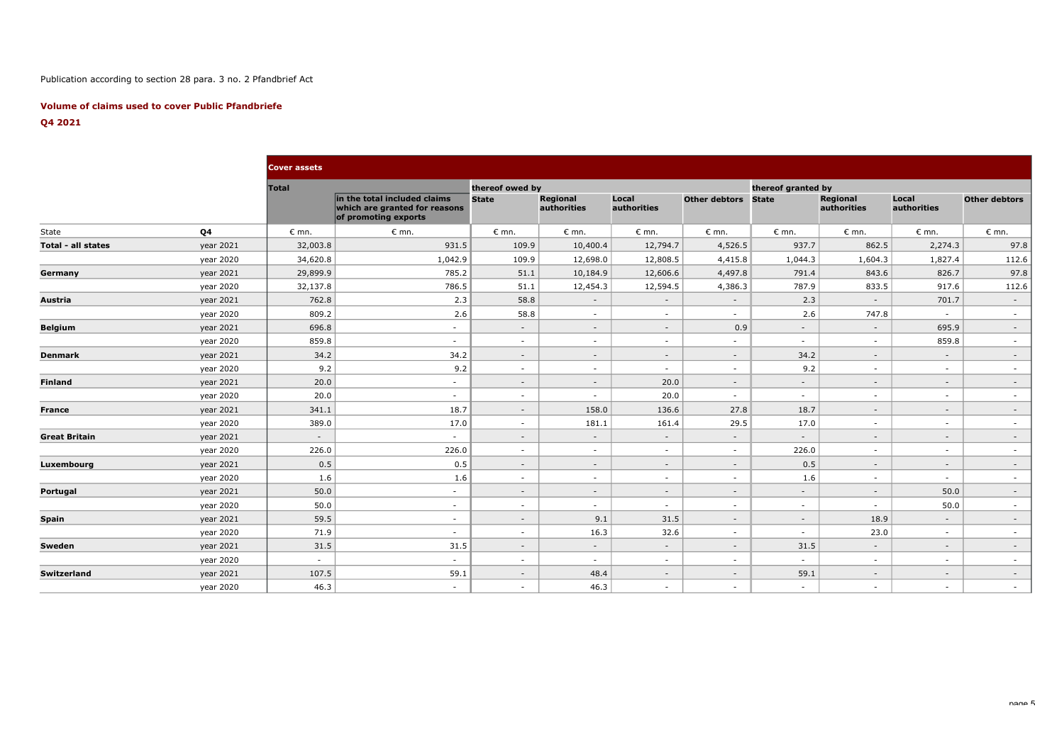Publication according to section 28 para. 3 no. 2 Pfandbrief Act

**Volume of claims used to cover Public Pfandbriefe**

**Q4 2021**

| | | Cover assets | | | | | | | | | |
|---|---|---|---|---|---|---|---|---|---|---|---|
| | | Total | | thereof owed by | | | | thereof granted by | | | |
| | | | in the total included claims which are granted for reasons of promoting exports | State | Regional authorities | Local authorities | Other debtors | State | Regional authorities | Local authorities | Other debtors |
| State | Q4 | € mn. | € mn. | € mn. | € mn. | € mn. | € mn. | € mn. | € mn. | € mn. | € mn. |
| **Total - all states** | year 2021 | 32,003.8 | 931.5 | 109.9 | 10,400.4 | 12,794.7 | 4,526.5 | 937.7 | 862.5 | 2,274.3 | 97.8 |
| | year 2020 | 34,620.8 | 1,042.9 | 109.9 | 12,698.0 | 12,808.5 | 4,415.8 | 1,044.3 | 1,604.3 | 1,827.4 | 112.6 |
| **Germany** | year 2021 | 29,899.9 | 785.2 | 51.1 | 10,184.9 | 12,606.6 | 4,497.8 | 791.4 | 843.6 | 826.7 | 97.8 |
| | year 2020 | 32,137.8 | 786.5 | 51.1 | 12,454.3 | 12,594.5 | 4,386.3 | 787.9 | 833.5 | 917.6 | 112.6 |
| **Austria** | year 2021 | 762.8 | 2.3 | 58.8 | - | - | - | 2.3 | - | 701.7 | - |
| | year 2020 | 809.2 | 2.6 | 58.8 | - | - | - | 2.6 | 747.8 | - | - |
| **Belgium** | year 2021 | 696.8 | - | - | - | - | 0.9 | - | - | 695.9 | - |
| | year 2020 | 859.8 | - | - | - | - | - | - | - | 859.8 | - |
| **Denmark** | year 2021 | 34.2 | 34.2 | - | - | - | - | 34.2 | - | - | - |
| | year 2020 | 9.2 | 9.2 | - | - | - | - | 9.2 | - | - | - |
| **Finland** | year 2021 | 20.0 | - | - | - | 20.0 | - | - | - | - | - |
| | year 2020 | 20.0 | - | - | - | 20.0 | - | - | - | - | - |
| **France** | year 2021 | 341.1 | 18.7 | - | 158.0 | 136.6 | 27.8 | 18.7 | - | - | - |
| | year 2020 | 389.0 | 17.0 | - | 181.1 | 161.4 | 29.5 | 17.0 | - | - | - |
| **Great Britain** | year 2021 | - | - | - | - | - | - | - | - | - | - |
| | year 2020 | 226.0 | 226.0 | - | - | - | - | 226.0 | - | - | - |
| **Luxembourg** | year 2021 | 0.5 | 0.5 | - | - | - | - | 0.5 | - | - | - |
| | year 2020 | 1.6 | 1.6 | - | - | - | - | 1.6 | - | - | - |
| **Portugal** | year 2021 | 50.0 | - | - | - | - | - | - | - | 50.0 | - |
| | year 2020 | 50.0 | - | - | - | - | - | - | - | 50.0 | - |
| **Spain** | year 2021 | 59.5 | - | - | 9.1 | 31.5 | - | - | 18.9 | - | - |
| | year 2020 | 71.9 | - | - | 16.3 | 32.6 | - | - | 23.0 | - | - |
| **Sweden** | year 2021 | 31.5 | 31.5 | - | - | - | - | 31.5 | - | - | - |
| | year 2020 | - | - | - | - | - | - | - | - | - | - |
| **Switzerland** | year 2021 | 107.5 | 59.1 | - | 48.4 | - | - | 59.1 | - | - | - |
| | year 2020 | 46.3 | - | - | 46.3 | - | - | - | - | - | - |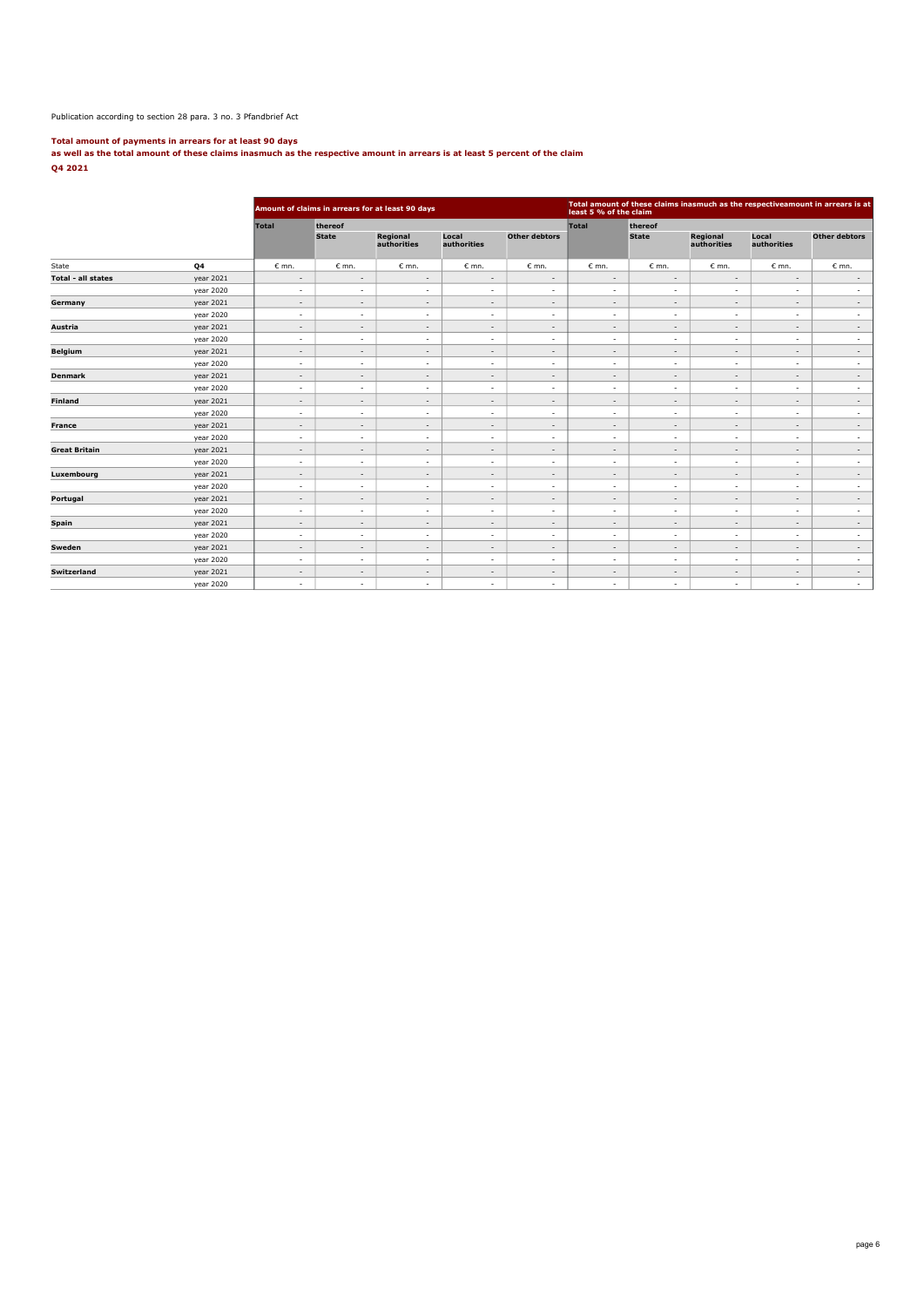Publication according to section 28 para. 3 no. 3 Pfandbrief Act

**Total amount of payments in arrears for at least 90 days**
**as well as the total amount of these claims inasmuch as the respective amount in arrears is at least 5 percent of the claim**
**Q4 2021**

| | | Amount of claims in arrears for at least 90 days | | | | | Total amount of these claims inasmuch as the respectiveamount in arrears is at least 5 % of the claim | | | | |
|---|---|---|---|---|---|---|---|---|---|---|---|
| | | Total | thereof | | | | Total | thereof | | | |
| | | | State | Regional authorities | Local authorities | Other debtors | | State | Regional authorities | Local authorities | Other debtors |
| State | Q4 | € mn. | € mn. | € mn. | € mn. | € mn. | € mn. | € mn. | € mn. | € mn. | € mn. |
| **Total - all states** | year 2021 | - | - | - | - | - | - | - | - | - | - |
| | year 2020 | - | - | - | - | - | - | - | - | - | - |
| **Germany** | year 2021 | - | - | - | - | - | - | - | - | - | - |
| | year 2020 | - | - | - | - | - | - | - | - | - | - |
| **Austria** | year 2021 | - | - | - | - | - | - | - | - | - | - |
| | year 2020 | - | - | - | - | - | - | - | - | - | - |
| **Belgium** | year 2021 | - | - | - | - | - | - | - | - | - | - |
| | year 2020 | - | - | - | - | - | - | - | - | - | - |
| **Denmark** | year 2021 | - | - | - | - | - | - | - | - | - | - |
| | year 2020 | - | - | - | - | - | - | - | - | - | - |
| **Finland** | year 2021 | - | - | - | - | - | - | - | - | - | - |
| | year 2020 | - | - | - | - | - | - | - | - | - | - |
| **France** | year 2021 | - | - | - | - | - | - | - | - | - | - |
| | year 2020 | - | - | - | - | - | - | - | - | - | - |
| **Great Britain** | year 2021 | - | - | - | - | - | - | - | - | - | - |
| | year 2020 | - | - | - | - | - | - | - | - | - | - |
| **Luxembourg** | year 2021 | - | - | - | - | - | - | - | - | - | - |
| | year 2020 | - | - | - | - | - | - | - | - | - | - |
| **Portugal** | year 2021 | - | - | - | - | - | - | - | - | - | - |
| | year 2020 | - | - | - | - | - | - | - | - | - | - |
| **Spain** | year 2021 | - | - | - | - | - | - | - | - | - | - |
| | year 2020 | - | - | - | - | - | - | - | - | - | - |
| **Sweden** | year 2021 | - | - | - | - | - | - | - | - | - | - |
| | year 2020 | - | - | - | - | - | - | - | - | - | - |
| **Switzerland** | year 2021 | - | - | - | - | - | - | - | - | - | - |
| | year 2020 | - | - | - | - | - | - | - | - | - | - |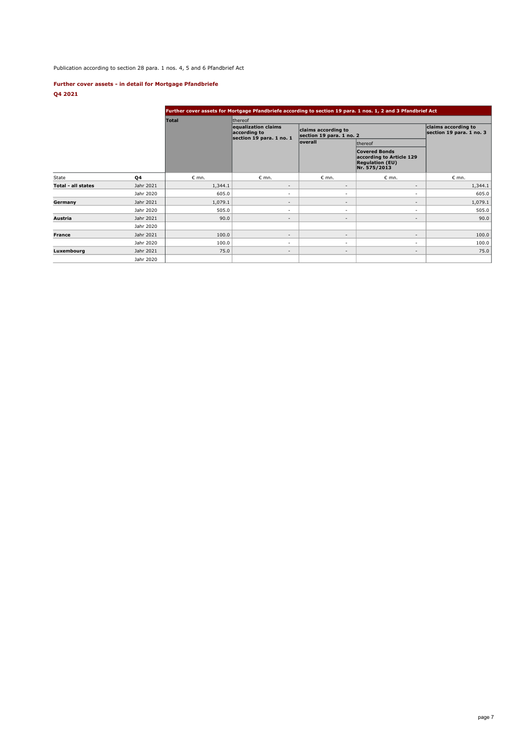Publication according to section 28 para. 1 nos. 4, 5 and 6 Pfandbrief Act

**Further cover assets - in detail for Mortgage Pfandbriefe**

**Q4 2021**

| | | Further cover assets for Mortgage Pfandbriefe according to section 19 para. 1 nos. 1, 2 and 3 Pfandbrief Act | | | | |
|---|---|---|---|---|---|---|
| | | Total | thereof | | | |
| | | | equalization claims according to section 19 para. 1 no. 1 | claims according to section 19 para. 1 no. 2 | | claims according to section 19 para. 1 no. 3 |
| | | | | overall | thereof | |
| | | | | | Covered Bonds according to Article 129 Regulation (EU) Nr. 575/2013 | |
| State | Q4 | € mn. | € mn. | € mn. | € mn. | € mn. |
| **Total - all states** | Jahr 2021 | 1,344.1 | - | - | - | 1,344.1 |
| | Jahr 2020 | 605.0 | - | - | - | 605.0 |
| **Germany** | Jahr 2021 | 1,079.1 | - | - | - | 1,079.1 |
| | Jahr 2020 | 505.0 | - | - | - | 505.0 |
| **Austria** | Jahr 2021 | 90.0 | - | - | - | 90.0 |
| | Jahr 2020 | | | | | |
| **France** | Jahr 2021 | 100.0 | - | - | - | 100.0 |
| | Jahr 2020 | 100.0 | - | - | - | 100.0 |
| **Luxembourg** | Jahr 2021 | 75.0 | - | - | - | 75.0 |
| | Jahr 2020 | | | | | |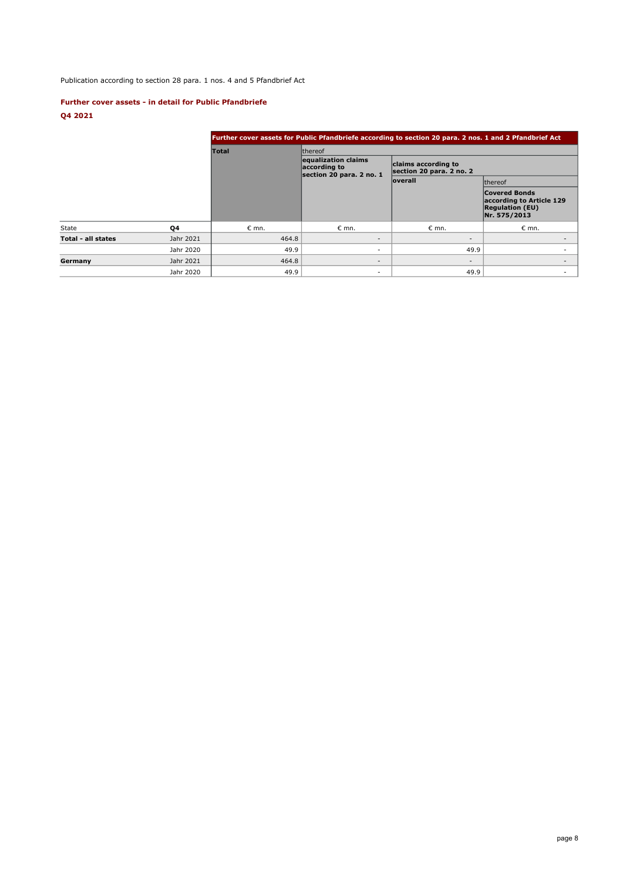Publication according to section 28 para. 1 nos. 4 and 5 Pfandbrief Act

### Further cover assets - in detail for Public Pfandbriefe

### Q4 2021

| | | Further cover assets for Public Pfandbriefe according to section 20 para. 2 nos. 1 and 2 Pfandbrief Act | | | |
|---|---|---|---|---|---|
| | | **Total** | thereof | | |
| | | | **equalization claims according to section 20 para. 2 no. 1** | **claims according to section 20 para. 2 no. 2** | |
| | | | | **overall** | thereof |
| | | | | | **Covered Bonds according to Article 129 Regulation (EU) Nr. 575/2013** |
| State | **Q4** | € mn. | € mn. | € mn. | € mn. |
| **Total - all states** | Jahr 2021 | 464.8 | - | - | - |
| | Jahr 2020 | 49.9 | - | 49.9 | - |
| **Germany** | Jahr 2021 | 464.8 | - | - | - |
| | Jahr 2020 | 49.9 | - | 49.9 | - |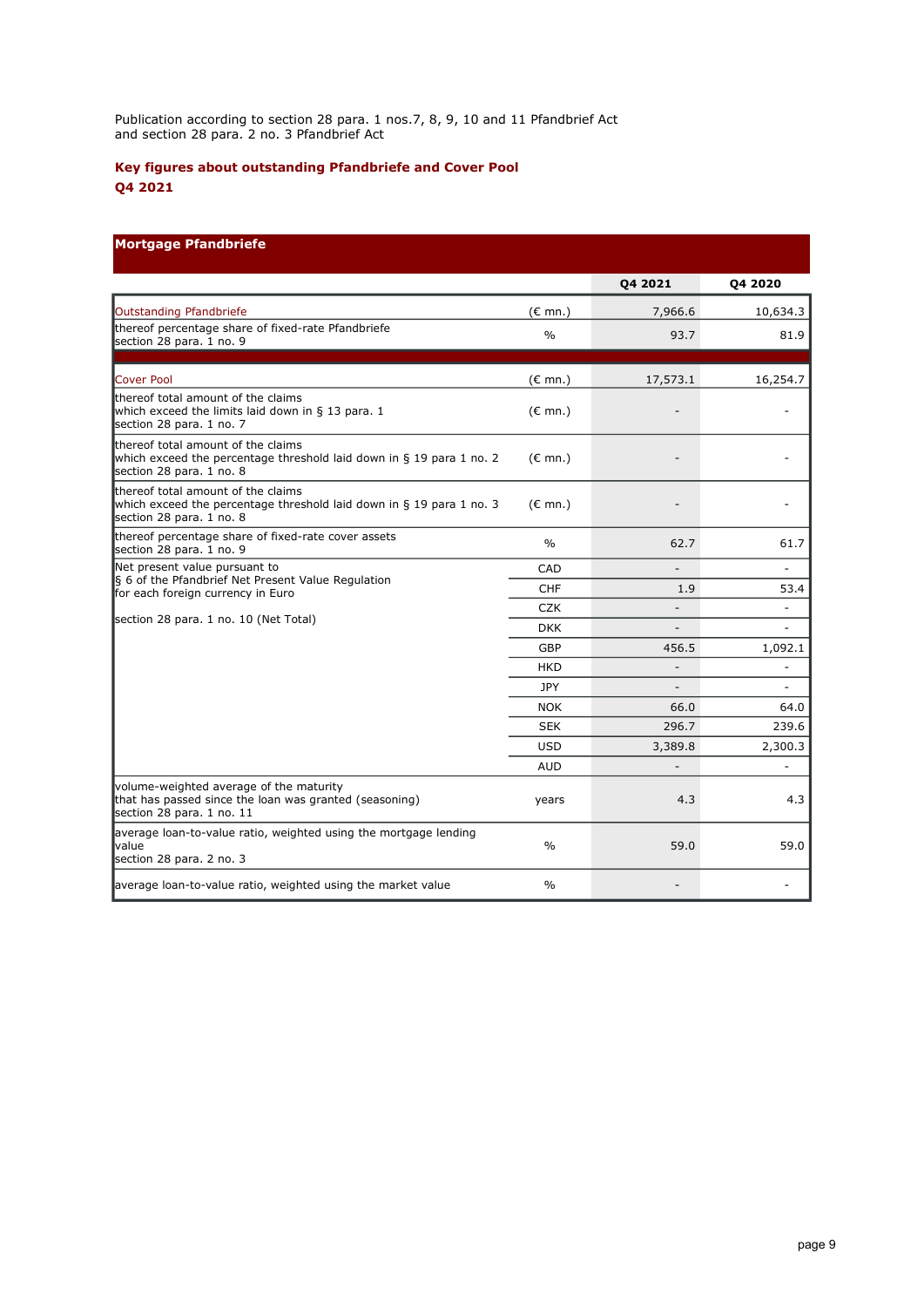Publication according to section 28 para. 1 nos.7, 8, 9, 10 and 11 Pfandbrief Act
and section 28 para. 2 no. 3 Pfandbrief Act

## Key figures about outstanding Pfandbriefe and Cover Pool
## Q4 2021

| Mortgage Pfandbriefe | | Q4 2021 | Q4 2020 |
|---|---|---|---|
| Outstanding Pfandbriefe | (€ mn.) | 7,966.6 | 10,634.3 |
| thereof percentage share of fixed-rate Pfandbriefe section 28 para. 1 no. 9 | % | 93.7 | 81.9 |
| Cover Pool | (€ mn.) | 17,573.1 | 16,254.7 |
| thereof total amount of the claims which exceed the limits laid down in § 13 para. 1 section 28 para. 1 no. 7 | (€ mn.) | - | - |
| thereof total amount of the claims which exceed the percentage threshold laid down in § 19 para 1 no. 2 section 28 para. 1 no. 8 | (€ mn.) | - | - |
| thereof total amount of the claims which exceed the percentage threshold laid down in § 19 para 1 no. 3 section 28 para. 1 no. 8 | (€ mn.) | - | - |
| thereof percentage share of fixed-rate cover assets section 28 para. 1 no. 9 | % | 62.7 | 61.7 |
| Net present value pursuant to § 6 of the Pfandbrief Net Present Value Regulation for each foreign currency in Euro section 28 para. 1 no. 10 (Net Total) | CAD | - | - |
| | CHF | 1.9 | 53.4 |
| | CZK | - | - |
| | DKK | - | - |
| | GBP | 456.5 | 1,092.1 |
| | HKD | - | - |
| | JPY | - | - |
| | NOK | 66.0 | 64.0 |
| | SEK | 296.7 | 239.6 |
| | USD | 3,389.8 | 2,300.3 |
| | AUD | - | - |
| volume-weighted average of the maturity that has passed since the loan was granted (seasoning) section 28 para. 1 no. 11 | years | 4.3 | 4.3 |
| average loan-to-value ratio, weighted using the mortgage lending value section 28 para. 2 no. 3 | % | 59.0 | 59.0 |
| average loan-to-value ratio, weighted using the market value | % | - | - |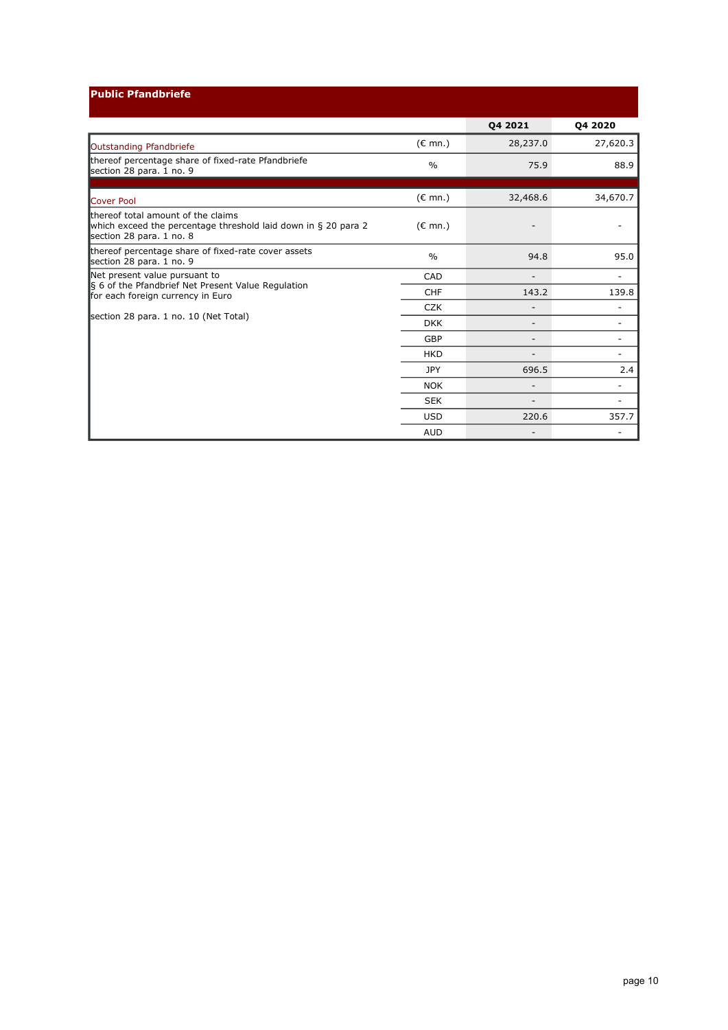## Public Pfandbriefe

| | | Q4 2021 | Q4 2020 |
|---|---|---|---|
| Outstanding Pfandbriefe | (€ mn.) | 28,237.0 | 27,620.3 |
| thereof percentage share of fixed-rate Pfandbriefe section 28 para. 1 no. 9 | % | 75.9 | 88.9 |
| | | | |
| Cover Pool | (€ mn.) | 32,468.6 | 34,670.7 |
| thereof total amount of the claims which exceed the percentage threshold laid down in § 20 para 2 section 28 para. 1 no. 8 | (€ mn.) | - | - |
| thereof percentage share of fixed-rate cover assets section 28 para. 1 no. 9 | % | 94.8 | 95.0 |
| Net present value pursuant to § 6 of the Pfandbrief Net Present Value Regulation for each foreign currency in Euro section 28 para. 1 no. 10 (Net Total) | CAD | - | - |
| | CHF | 143.2 | 139.8 |
| | CZK | - | - |
| | DKK | - | - |
| | GBP | - | - |
| | HKD | - | - |
| | JPY | 696.5 | 2.4 |
| | NOK | - | - |
| | SEK | - | - |
| | USD | 220.6 | 357.7 |
| | AUD | - | - |